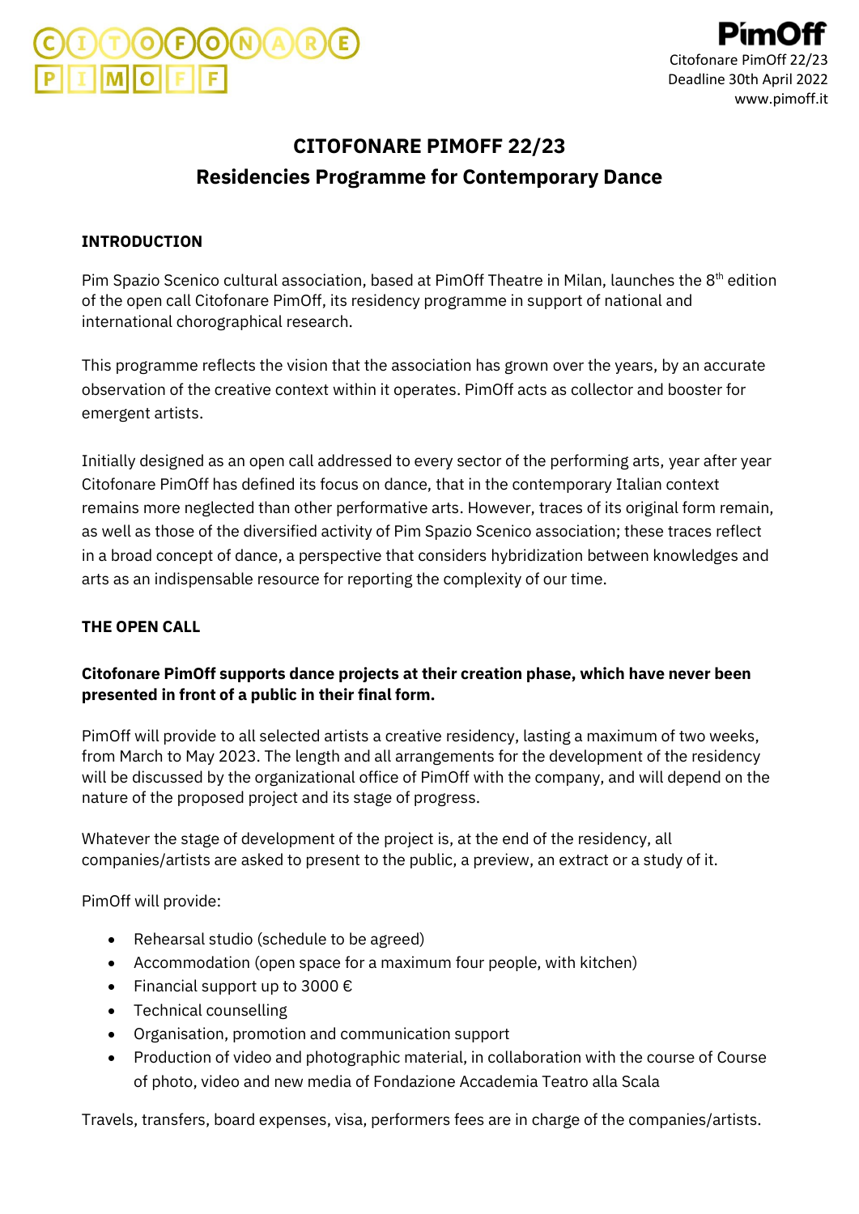# CITOFONARE PIMOFF 22/23

## Residencies Programme for Contemporary Dance

### INTRODUCTION

Pim Spazio Scenico cultural association, based at PimOff Theatre in Milan, launches the 8th edition of the open call Citofonare PimOff, its residency programme in support of national and international chorographical research.

This programme reflects the vision that the association has grown over the years, by an accurate observation of the creative context within it operates. PimOff acts as collector and booster for emergent artists.

Initially designed as an open call addressed to every sector of the performing arts, year after year Citofonare PimOff has defined its focus on dance, that in the contemporary Italian context remains more neglected than other performative arts. However, traces of its original form remain, as well as those of the diversified activity of Pim Spazio Scenico association; these traces reflect in a broad concept of dance, a perspective that considers hybridization between knowledges and arts as an indispensable resource for reporting the complexity of our time.

### THE OPEN CALL

**Citofonare PimOff supports dance projects at their creation phase, which have never been presented in front of a public in their final form.**

PimOff will provide to all selected artists a creative residency, lasting a maximum of two weeks, from March to May 2023. The length and all arrangements for the development of the residency will be discussed by the organizational office of PimOff with the company, and will depend on the nature of the proposed project and its stage of progress.

Whatever the stage of development of the project is, at the end of the residency, all companies/artists are asked to present to the public, a preview, an extract or a study of it.

PimOff will provide:

- Rehearsal studio (schedule to be agreed)
- Accommodation (open space for a maximum four people, with kitchen)
- Financial support up to 3000 €
- Technical counselling
- Organisation, promotion and communication support
- Production of video and photographic material, in collaboration with the course of Course of photo, video and new media of Fondazione Accademia Teatro alla Scala

Travels, transfers, board expenses, visa, performers fees are in charge of the companies/artists.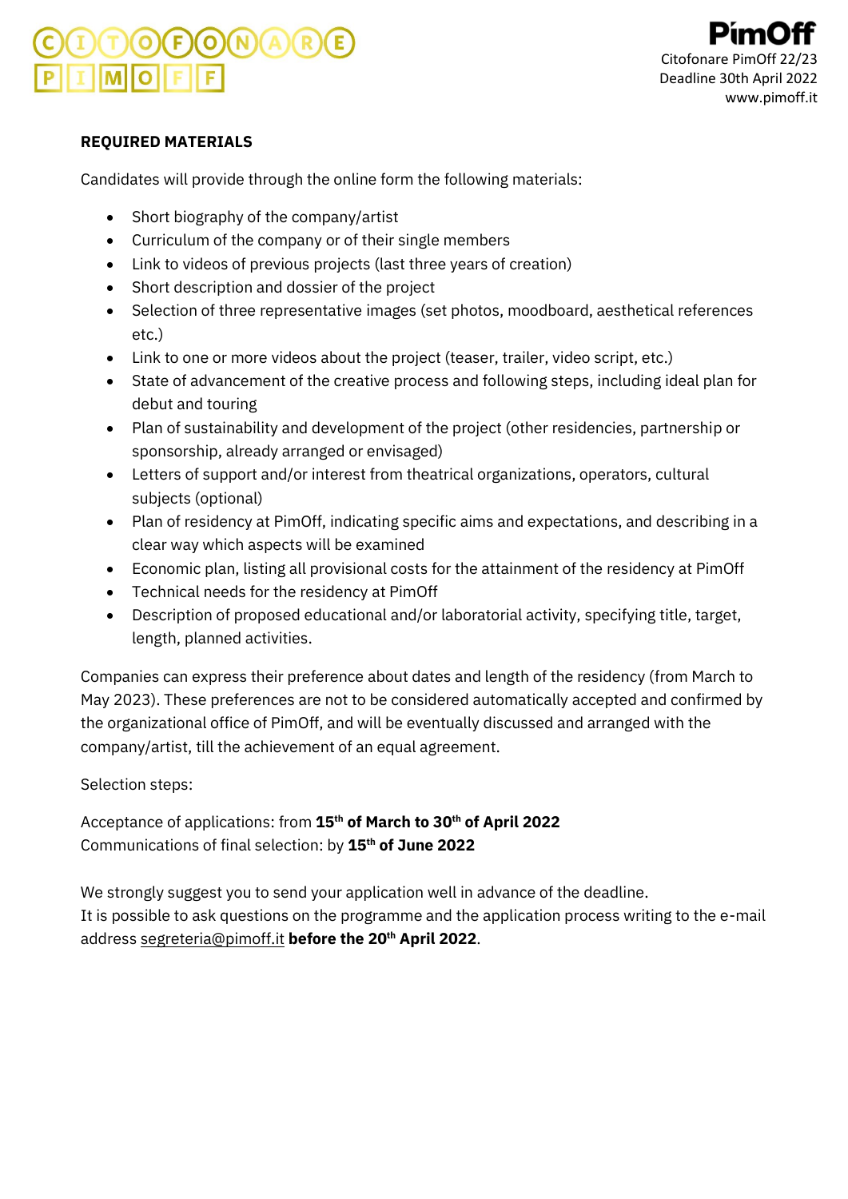**REQUIRED MATERIALS**

Candidates will provide through the online form the following materials:

- Short biography of the company/artist
- Curriculum of the company or of their single members
- Link to videos of previous projects (last three years of creation)
- Short description and dossier of the project
- Selection of three representative images (set photos, moodboard, aesthetical references etc.)
- Link to one or more videos about the project (teaser, trailer, video script, etc.)
- State of advancement of the creative process and following steps, including ideal plan for debut and touring
- Plan of sustainability and development of the project (other residencies, partnership or sponsorship, already arranged or envisaged)
- Letters of support and/or interest from theatrical organizations, operators, cultural subjects (optional)
- Plan of residency at PimOff, indicating specific aims and expectations, and describing in a clear way which aspects will be examined
- Economic plan, listing all provisional costs for the attainment of the residency at PimOff
- Technical needs for the residency at PimOff
- Description of proposed educational and/or laboratorial activity, specifying title, target, length, planned activities.

Companies can express their preference about dates and length of the residency (from March to May 2023). These preferences are not to be considered automatically accepted and confirmed by the organizational office of PimOff, and will be eventually discussed and arranged with the company/artist, till the achievement of an equal agreement.

Selection steps:

Acceptance of applications: from **15th of March to 30th of April 2022**
Communications of final selection: by **15th of June 2022**

We strongly suggest you to send your application well in advance of the deadline.
It is possible to ask questions on the programme and the application process writing to the e-mail address segreteria@pimoff.it **before the 20th April 2022**.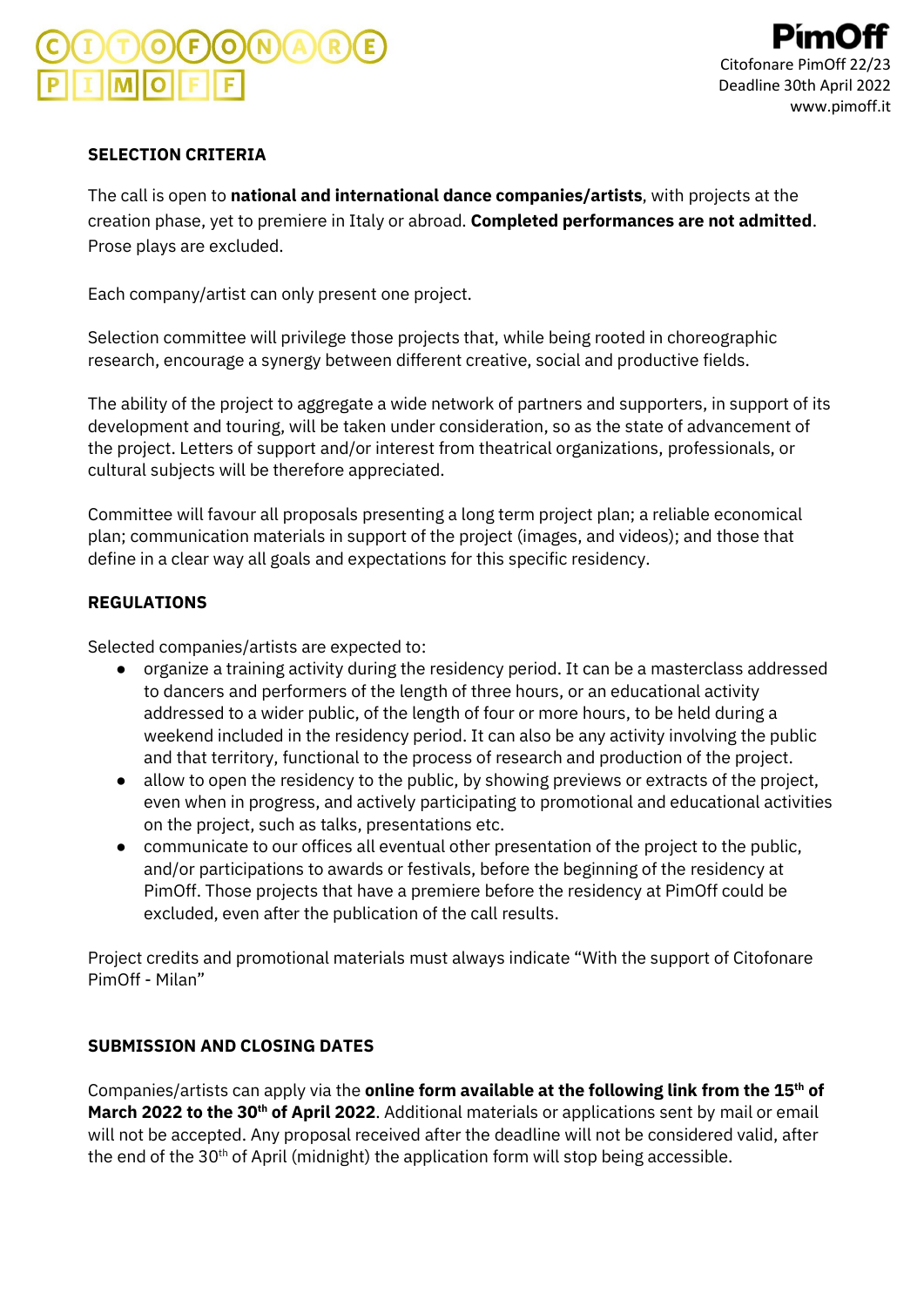## SELECTION CRITERIA

The call is open to **national and international dance companies/artists**, with projects at the creation phase, yet to premiere in Italy or abroad. **Completed performances are not admitted**. Prose plays are excluded.

Each company/artist can only present one project.

Selection committee will privilege those projects that, while being rooted in choreographic research, encourage a synergy between different creative, social and productive fields.

The ability of the project to aggregate a wide network of partners and supporters, in support of its development and touring, will be taken under consideration, so as the state of advancement of the project. Letters of support and/or interest from theatrical organizations, professionals, or cultural subjects will be therefore appreciated.

Committee will favour all proposals presenting a long term project plan; a reliable economical plan; communication materials in support of the project (images, and videos); and those that define in a clear way all goals and expectations for this specific residency.

## REGULATIONS

Selected companies/artists are expected to:

- organize a training activity during the residency period. It can be a masterclass addressed to dancers and performers of the length of three hours, or an educational activity addressed to a wider public, of the length of four or more hours, to be held during a weekend included in the residency period. It can also be any activity involving the public and that territory, functional to the process of research and production of the project.
- allow to open the residency to the public, by showing previews or extracts of the project, even when in progress, and actively participating to promotional and educational activities on the project, such as talks, presentations etc.
- communicate to our offices all eventual other presentation of the project to the public, and/or participations to awards or festivals, before the beginning of the residency at PimOff. Those projects that have a premiere before the residency at PimOff could be excluded, even after the publication of the call results.

Project credits and promotional materials must always indicate "With the support of Citofonare PimOff - Milan"

## SUBMISSION AND CLOSING DATES

Companies/artists can apply via the **online form available at the following link from the 15th of March 2022 to the 30th of April 2022**. Additional materials or applications sent by mail or email will not be accepted. Any proposal received after the deadline will not be considered valid, after the end of the 30th of April (midnight) the application form will stop being accessible.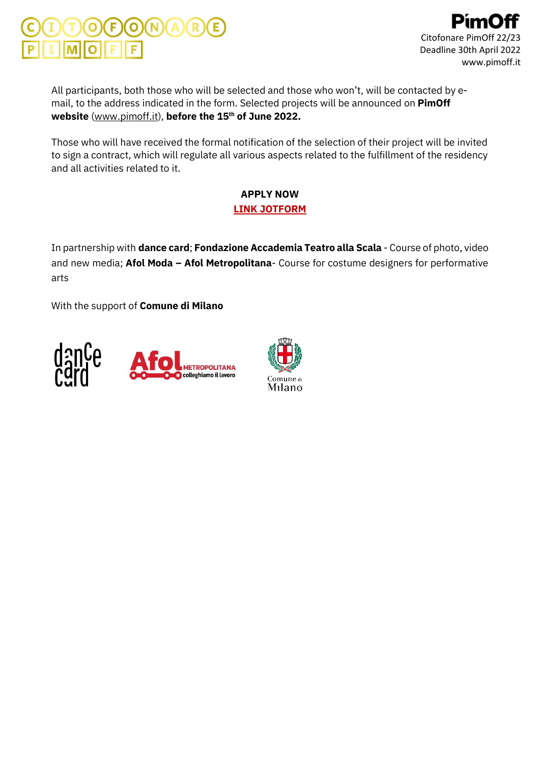All participants, both those who will be selected and those who won't, will be contacted by e-mail, to the address indicated in the form. Selected projects will be announced on **PimOff website** (www.pimoff.it), **before the 15th of June 2022.**

Those who will have received the formal notification of the selection of their project will be invited to sign a contract, which will regulate all various aspects related to the fulfillment of the residency and all activities related to it.

**APPLY NOW**

**LINK JOTFORM**

In partnership with **dance card**; **Fondazione Accademia Teatro alla Scala** - Course of photo, video and new media; **Afol Moda – Afol Metropolitana**- Course for costume designers for performative arts

With the support of **Comune di Milano**